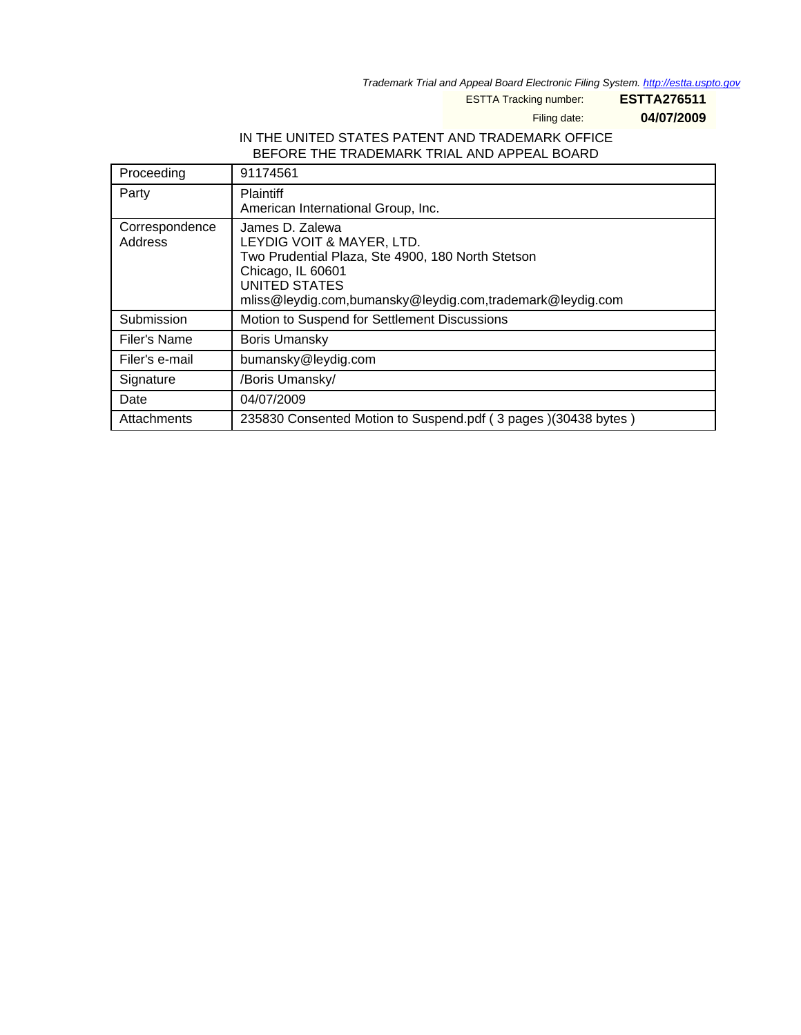*Trademark Trial and Appeal Board Electronic Filing System. http://estta.uspto.gov*

ESTTA Tracking number: **ESTTA276511**

Filing date: **04/07/2009**

IN THE UNITED STATES PATENT AND TRADEMARK OFFICE
BEFORE THE TRADEMARK TRIAL AND APPEAL BOARD

| Proceeding | 91174561 |
|---|---|
| Party | Plaintiff<br>American International Group, Inc. |
| Correspondence Address | James D. Zalewa<br>LEYDIG VOIT & MAYER, LTD.<br>Two Prudential Plaza, Ste 4900, 180 North Stetson<br>Chicago, IL 60601<br>UNITED STATES<br>mliss@leydig.com,bumansky@leydig.com,trademark@leydig.com |
| Submission | Motion to Suspend for Settlement Discussions |
| Filer's Name | Boris Umansky |
| Filer's e-mail | bumansky@leydig.com |
| Signature | /Boris Umansky/ |
| Date | 04/07/2009 |
| Attachments | 235830 Consented Motion to Suspend.pdf ( 3 pages )(30438 bytes ) |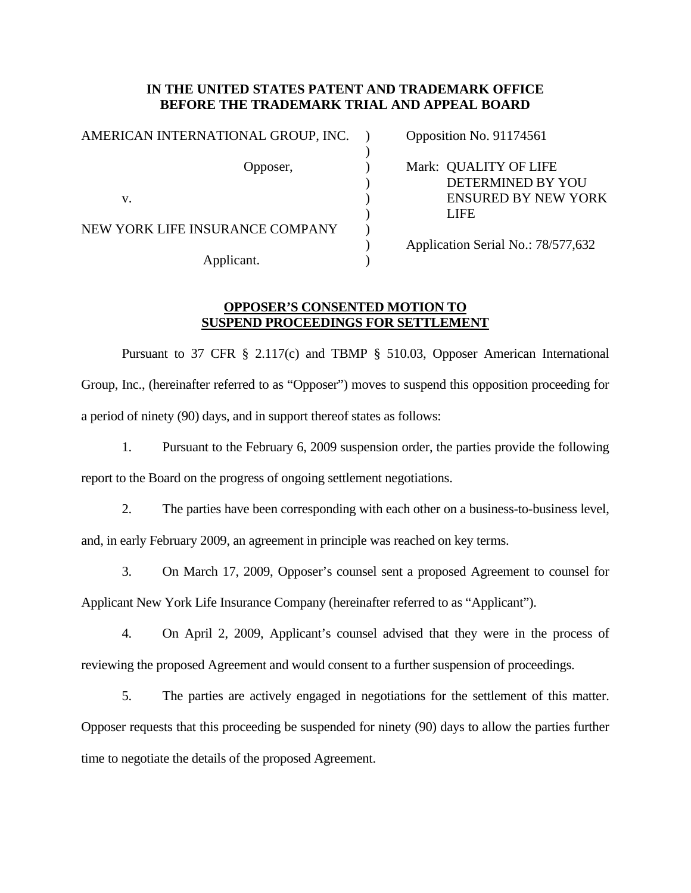**IN THE UNITED STATES PATENT AND TRADEMARK OFFICE**
**BEFORE THE TRADEMARK TRIAL AND APPEAL BOARD**

| | | |
|---|---|---|
| AMERICAN INTERNATIONAL GROUP, INC. | ) | Opposition No. 91174561 |
| | ) | |
| Opposer, | ) | Mark: QUALITY OF LIFE DETERMINED BY YOU ENSURED BY NEW YORK LIFE |
| | ) | |
| v. | ) | |
| | ) | |
| NEW YORK LIFE INSURANCE COMPANY | ) | |
| | ) | Application Serial No.: 78/577,632 |
| Applicant. | ) | |

**<u>OPPOSER'S CONSENTED MOTION TO SUSPEND PROCEEDINGS FOR SETTLEMENT</u>**

Pursuant to 37 CFR § 2.117(c) and TBMP § 510.03, Opposer American International Group, Inc., (hereinafter referred to as "Opposer") moves to suspend this opposition proceeding for a period of ninety (90) days, and in support thereof states as follows:

1. Pursuant to the February 6, 2009 suspension order, the parties provide the following report to the Board on the progress of ongoing settlement negotiations.

2. The parties have been corresponding with each other on a business-to-business level, and, in early February 2009, an agreement in principle was reached on key terms.

3. On March 17, 2009, Opposer's counsel sent a proposed Agreement to counsel for Applicant New York Life Insurance Company (hereinafter referred to as "Applicant").

4. On April 2, 2009, Applicant's counsel advised that they were in the process of reviewing the proposed Agreement and would consent to a further suspension of proceedings.

5. The parties are actively engaged in negotiations for the settlement of this matter. Opposer requests that this proceeding be suspended for ninety (90) days to allow the parties further time to negotiate the details of the proposed Agreement.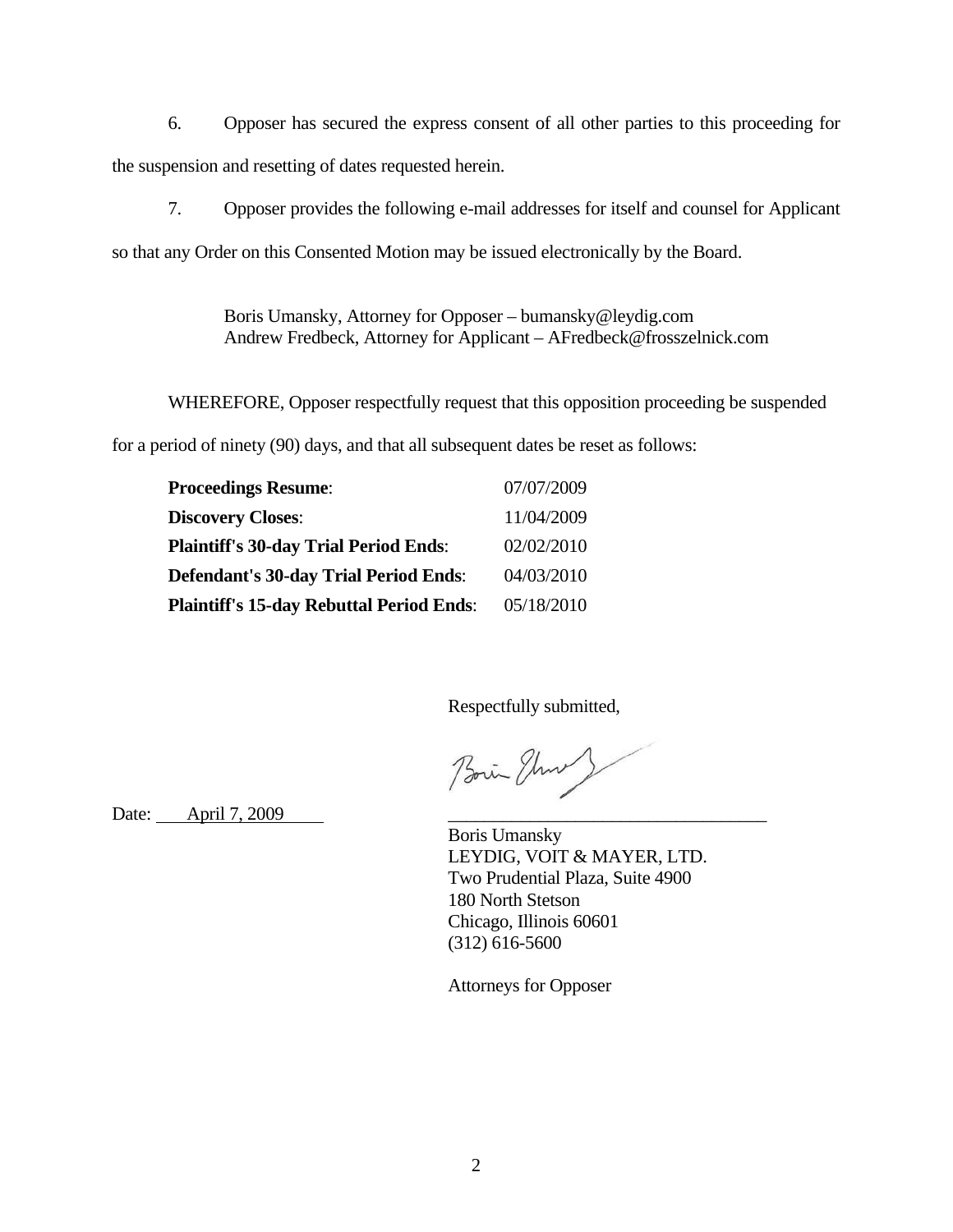6. Opposer has secured the express consent of all other parties to this proceeding for the suspension and resetting of dates requested herein.

7. Opposer provides the following e-mail addresses for itself and counsel for Applicant so that any Order on this Consented Motion may be issued electronically by the Board.

> Boris Umansky, Attorney for Opposer – bumansky@leydig.com
> Andrew Fredbeck, Attorney for Applicant – AFredbeck@frosszelnick.com

WHEREFORE, Opposer respectfully request that this opposition proceeding be suspended for a period of ninety (90) days, and that all subsequent dates be reset as follows:

| | |
|---|---|
| **Proceedings Resume**: | 07/07/2009 |
| **Discovery Closes**: | 11/04/2009 |
| **Plaintiff's 30-day Trial Period Ends**: | 02/02/2010 |
| **Defendant's 30-day Trial Period Ends**: | 04/03/2010 |
| **Plaintiff's 15-day Rebuttal Period Ends**: | 05/18/2010 |

Respectfully submitted,

Date: April 7, 2009

Boris Umansky
LEYDIG, VOIT & MAYER, LTD.
Two Prudential Plaza, Suite 4900
180 North Stetson
Chicago, Illinois 60601
(312) 616-5600

Attorneys for Opposer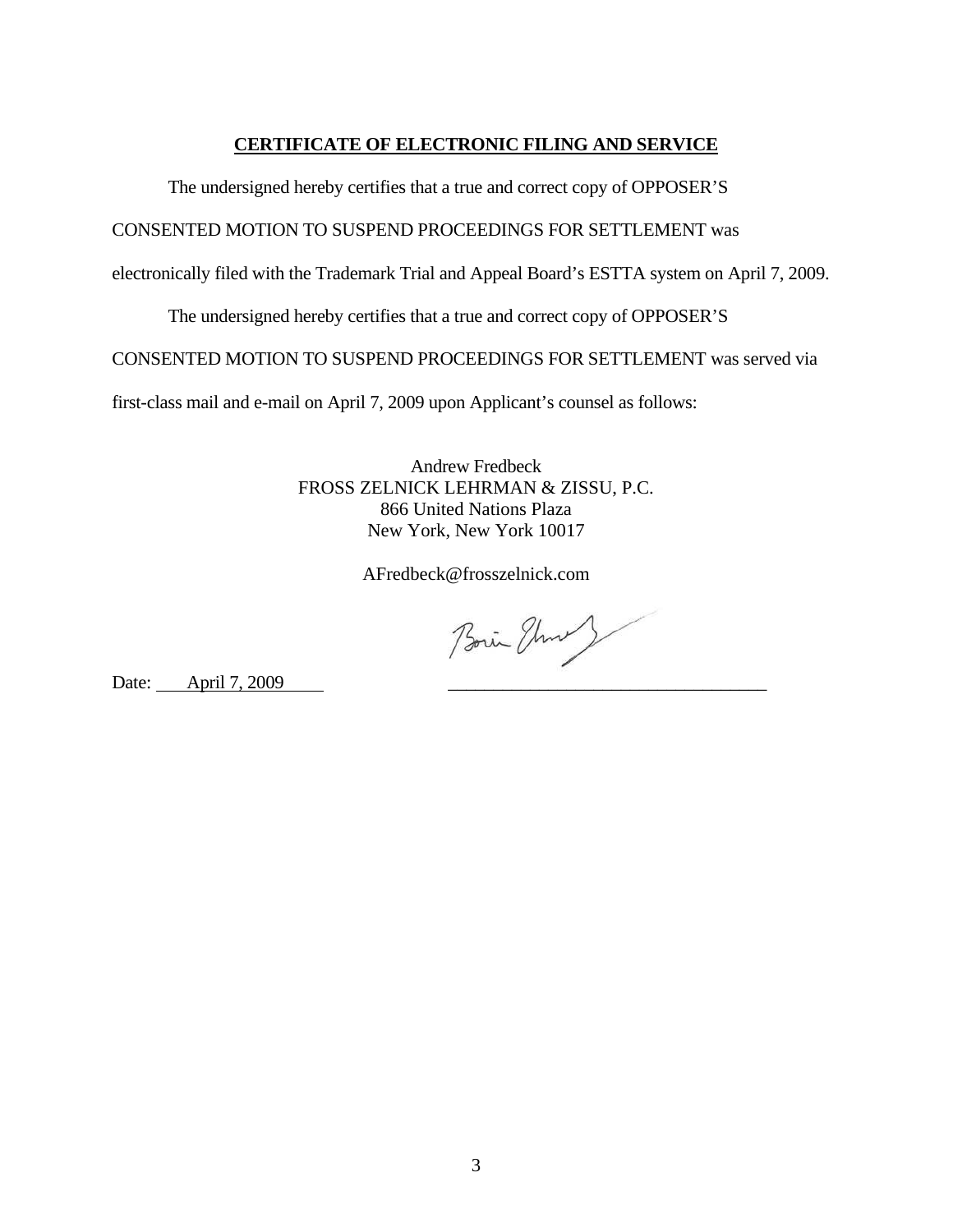**CERTIFICATE OF ELECTRONIC FILING AND SERVICE**

The undersigned hereby certifies that a true and correct copy of OPPOSER'S CONSENTED MOTION TO SUSPEND PROCEEDINGS FOR SETTLEMENT was electronically filed with the Trademark Trial and Appeal Board's ESTTA system on April 7, 2009.

The undersigned hereby certifies that a true and correct copy of OPPOSER'S CONSENTED MOTION TO SUSPEND PROCEEDINGS FOR SETTLEMENT was served via first-class mail and e-mail on April 7, 2009 upon Applicant's counsel as follows:

Andrew Fredbeck
FROSS ZELNICK LEHRMAN & ZISSU, P.C.
866 United Nations Plaza
New York, New York 10017

AFredbeck@frosszelnick.com

Date: April 7, 2009 ___________________________________